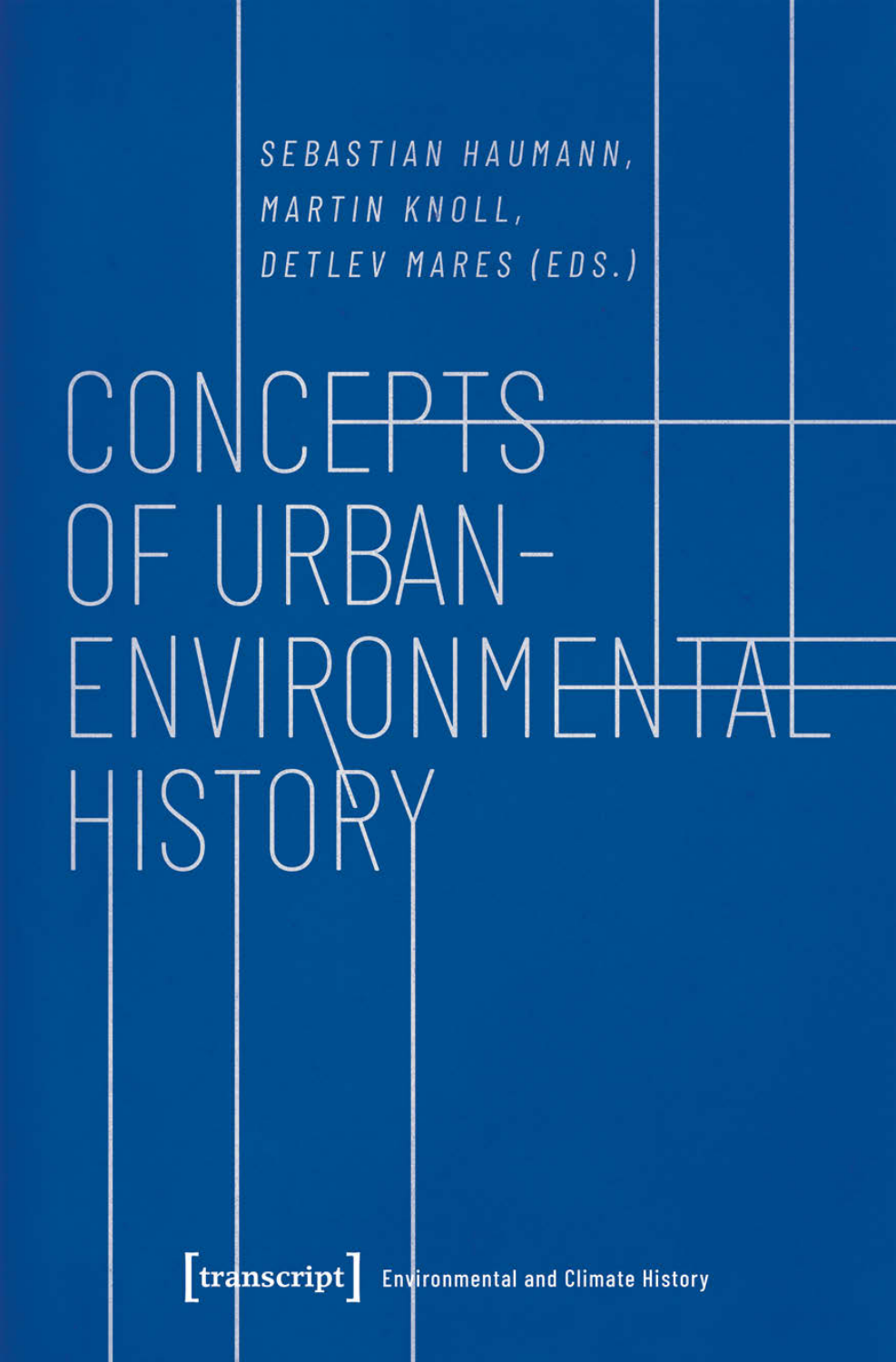Sebastian Haumann, Martin Knoll, Detlev Mares (eds.)

# Concepts of Urban-Environmental History

[transcript] Environmental and Climate History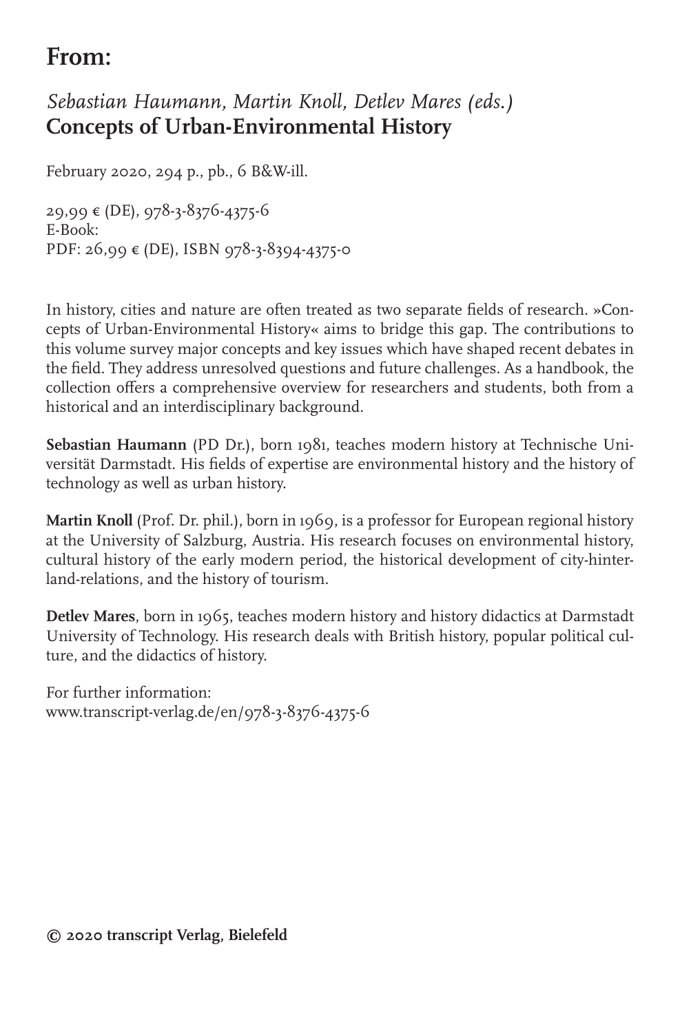# From:

*Sebastian Haumann, Martin Knoll, Detlev Mares (eds.)*
**Concepts of Urban-Environmental History**

February 2020, 294 p., pb., 6 B&W-ill.

29,99 € (DE), 978-3-8376-4375-6
E-Book:
PDF: 26,99 € (DE), ISBN 978-3-8394-4375-0

In history, cities and nature are often treated as two separate fields of research. »Concepts of Urban-Environmental History« aims to bridge this gap. The contributions to this volume survey major concepts and key issues which have shaped recent debates in the field. They address unresolved questions and future challenges. As a handbook, the collection offers a comprehensive overview for researchers and students, both from a historical and an interdisciplinary background.

**Sebastian Haumann** (PD Dr.), born 1981, teaches modern history at Technische Universität Darmstadt. His fields of expertise are environmental history and the history of technology as well as urban history.

**Martin Knoll** (Prof. Dr. phil.), born in 1969, is a professor for European regional history at the University of Salzburg, Austria. His research focuses on environmental history, cultural history of the early modern period, the historical development of city-hinterland-relations, and the history of tourism.

**Detlev Mares**, born in 1965, teaches modern history and history didactics at Darmstadt University of Technology. His research deals with British history, popular political culture, and the didactics of history.

For further information:
www.transcript-verlag.de/en/978-3-8376-4375-6

**© 2020 transcript Verlag, Bielefeld**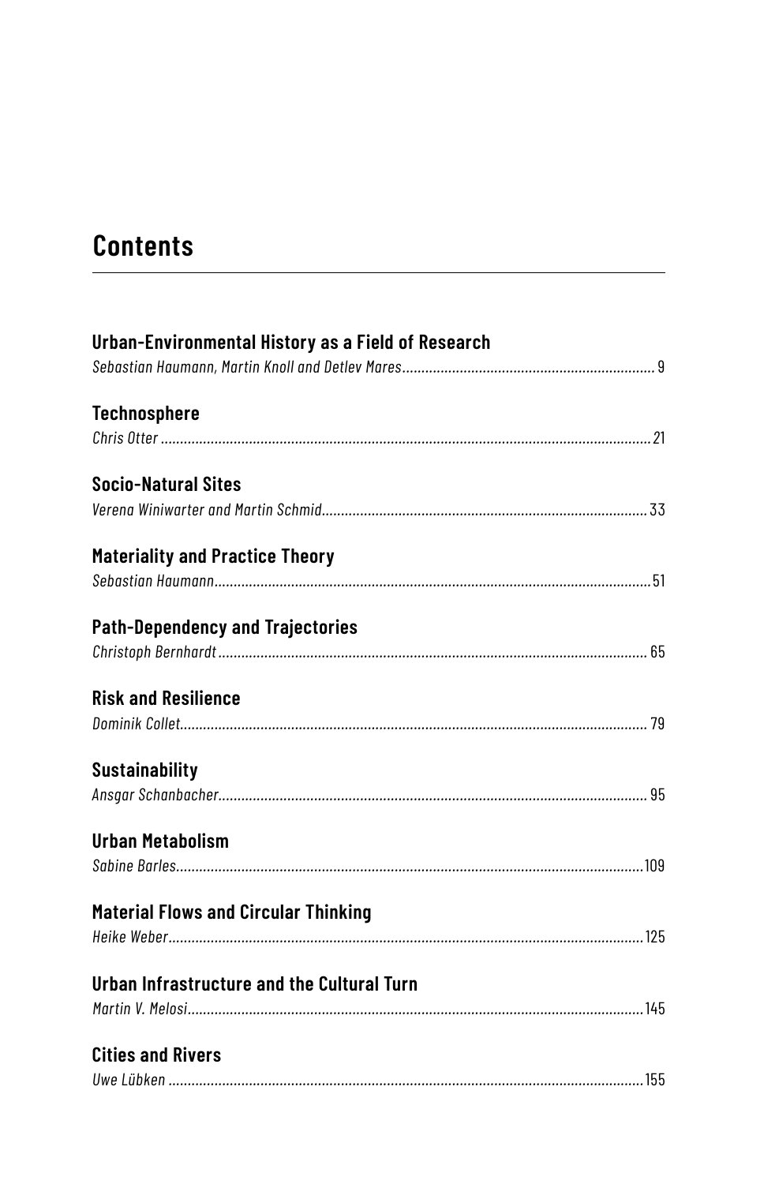# Contents

**Urban-Environmental History as a Field of Research**
*Sebastian Haumann, Martin Knoll and Detlev Mares* ... 9

**Technosphere**
*Chris Otter* ... 21

**Socio-Natural Sites**
*Verena Winiwarter and Martin Schmid* ... 33

**Materiality and Practice Theory**
*Sebastian Haumann* ... 51

**Path-Dependency and Trajectories**
*Christoph Bernhardt* ... 65

**Risk and Resilience**
*Dominik Collet* ... 79

**Sustainability**
*Ansgar Schanbacher* ... 95

**Urban Metabolism**
*Sabine Barles* ... 109

**Material Flows and Circular Thinking**
*Heike Weber* ... 125

**Urban Infrastructure and the Cultural Turn**
*Martin V. Melosi* ... 145

**Cities and Rivers**
*Uwe Lübken* ... 155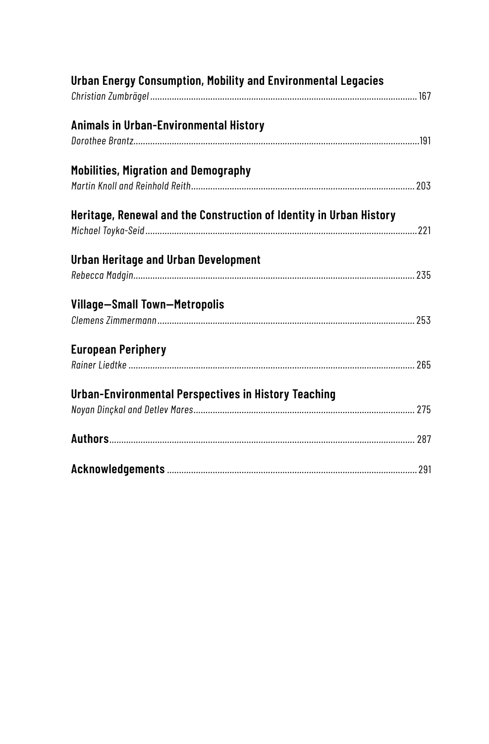**Urban Energy Consumption, Mobility and Environmental Legacies**
*Christian Zumbrägel* ........................................ 167

**Animals in Urban-Environmental History**
*Dorothee Brantz* ........................................ 191

**Mobilities, Migration and Demography**
*Martin Knoll and Reinhold Reith* ........................................ 203

**Heritage, Renewal and the Construction of Identity in Urban History**
*Michael Toyka-Seid* ........................................ 221

**Urban Heritage and Urban Development**
*Rebecca Madgin* ........................................ 235

**Village—Small Town—Metropolis**
*Clemens Zimmermann* ........................................ 253

**European Periphery**
*Rainer Liedtke* ........................................ 265

**Urban-Environmental Perspectives in History Teaching**
*Noyan Dinçkal and Detlev Mares* ........................................ 275

**Authors** ........................................ 287

**Acknowledgements** ........................................ 291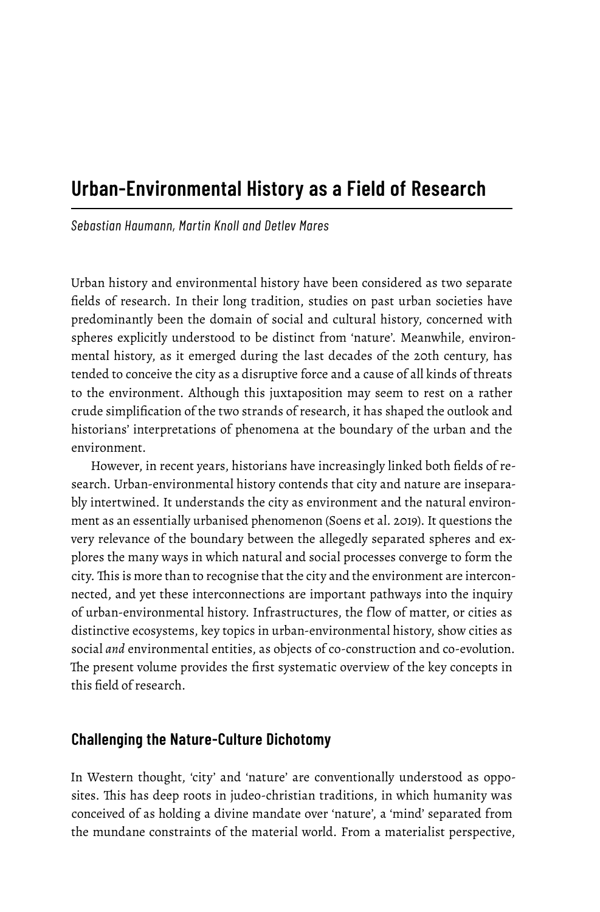# Urban-Environmental History as a Field of Research

*Sebastian Haumann, Martin Knoll and Detlev Mares*

Urban history and environmental history have been considered as two separate fields of research. In their long tradition, studies on past urban societies have predominantly been the domain of social and cultural history, concerned with spheres explicitly understood to be distinct from 'nature'. Meanwhile, environmental history, as it emerged during the last decades of the 20th century, has tended to conceive the city as a disruptive force and a cause of all kinds of threats to the environment. Although this juxtaposition may seem to rest on a rather crude simplification of the two strands of research, it has shaped the outlook and historians' interpretations of phenomena at the boundary of the urban and the environment.

However, in recent years, historians have increasingly linked both fields of research. Urban-environmental history contends that city and nature are inseparably intertwined. It understands the city as environment and the natural environment as an essentially urbanised phenomenon (Soens et al. 2019). It questions the very relevance of the boundary between the allegedly separated spheres and explores the many ways in which natural and social processes converge to form the city. This is more than to recognise that the city and the environment are interconnected, and yet these interconnections are important pathways into the inquiry of urban-environmental history. Infrastructures, the flow of matter, or cities as distinctive ecosystems, key topics in urban-environmental history, show cities as social *and* environmental entities, as objects of co-construction and co-evolution. The present volume provides the first systematic overview of the key concepts in this field of research.

## Challenging the Nature-Culture Dichotomy

In Western thought, 'city' and 'nature' are conventionally understood as opposites. This has deep roots in judeo-christian traditions, in which humanity was conceived of as holding a divine mandate over 'nature', a 'mind' separated from the mundane constraints of the material world. From a materialist perspective,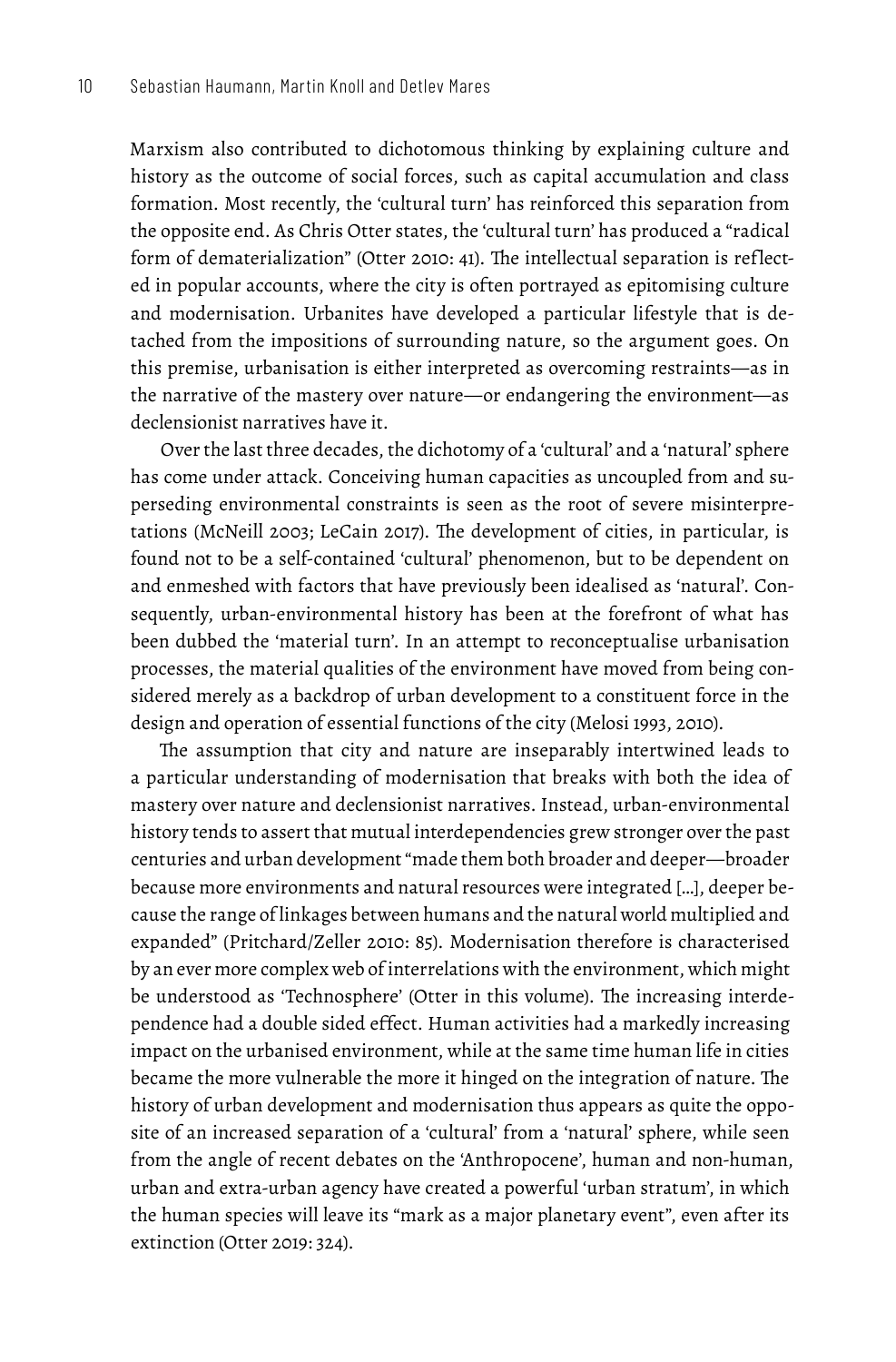Marxism also contributed to dichotomous thinking by explaining culture and history as the outcome of social forces, such as capital accumulation and class formation. Most recently, the 'cultural turn' has reinforced this separation from the opposite end. As Chris Otter states, the 'cultural turn' has produced a "radical form of dematerialization" (Otter 2010: 41). The intellectual separation is reflected in popular accounts, where the city is often portrayed as epitomising culture and modernisation. Urbanites have developed a particular lifestyle that is detached from the impositions of surrounding nature, so the argument goes. On this premise, urbanisation is either interpreted as overcoming restraints—as in the narrative of the mastery over nature—or endangering the environment—as declensionist narratives have it.

Over the last three decades, the dichotomy of a 'cultural' and a 'natural' sphere has come under attack. Conceiving human capacities as uncoupled from and superseding environmental constraints is seen as the root of severe misinterpretations (McNeill 2003; LeCain 2017). The development of cities, in particular, is found not to be a self-contained 'cultural' phenomenon, but to be dependent on and enmeshed with factors that have previously been idealised as 'natural'. Consequently, urban-environmental history has been at the forefront of what has been dubbed the 'material turn'. In an attempt to reconceptualise urbanisation processes, the material qualities of the environment have moved from being considered merely as a backdrop of urban development to a constituent force in the design and operation of essential functions of the city (Melosi 1993, 2010).

The assumption that city and nature are inseparably intertwined leads to a particular understanding of modernisation that breaks with both the idea of mastery over nature and declensionist narratives. Instead, urban-environmental history tends to assert that mutual interdependencies grew stronger over the past centuries and urban development "made them both broader and deeper—broader because more environments and natural resources were integrated […], deeper because the range of linkages between humans and the natural world multiplied and expanded" (Pritchard/Zeller 2010: 85). Modernisation therefore is characterised by an ever more complex web of interrelations with the environment, which might be understood as 'Technosphere' (Otter in this volume). The increasing interdependence had a double sided effect. Human activities had a markedly increasing impact on the urbanised environment, while at the same time human life in cities became the more vulnerable the more it hinged on the integration of nature. The history of urban development and modernisation thus appears as quite the opposite of an increased separation of a 'cultural' from a 'natural' sphere, while seen from the angle of recent debates on the 'Anthropocene', human and non-human, urban and extra-urban agency have created a powerful 'urban stratum', in which the human species will leave its "mark as a major planetary event", even after its extinction (Otter 2019: 324).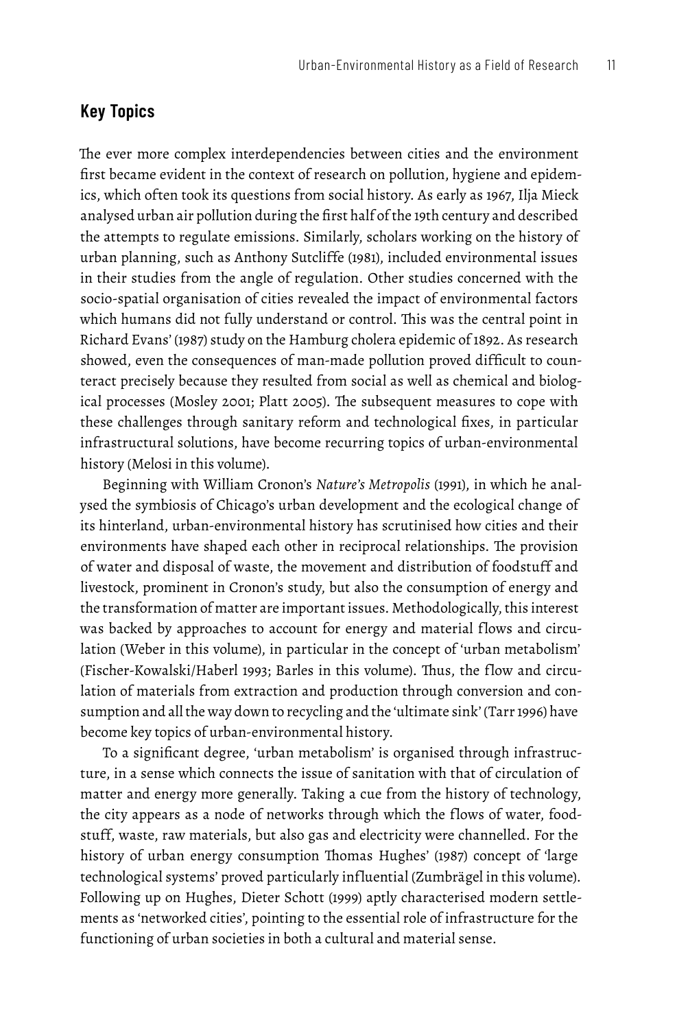## Key Topics

The ever more complex interdependencies between cities and the environment first became evident in the context of research on pollution, hygiene and epidemics, which often took its questions from social history. As early as 1967, Ilja Mieck analysed urban air pollution during the first half of the 19th century and described the attempts to regulate emissions. Similarly, scholars working on the history of urban planning, such as Anthony Sutcliffe (1981), included environmental issues in their studies from the angle of regulation. Other studies concerned with the socio-spatial organisation of cities revealed the impact of environmental factors which humans did not fully understand or control. This was the central point in Richard Evans' (1987) study on the Hamburg cholera epidemic of 1892. As research showed, even the consequences of man-made pollution proved difficult to counteract precisely because they resulted from social as well as chemical and biological processes (Mosley 2001; Platt 2005). The subsequent measures to cope with these challenges through sanitary reform and technological fixes, in particular infrastructural solutions, have become recurring topics of urban-environmental history (Melosi in this volume).

Beginning with William Cronon's *Nature's Metropolis* (1991), in which he analysed the symbiosis of Chicago's urban development and the ecological change of its hinterland, urban-environmental history has scrutinised how cities and their environments have shaped each other in reciprocal relationships. The provision of water and disposal of waste, the movement and distribution of foodstuff and livestock, prominent in Cronon's study, but also the consumption of energy and the transformation of matter are important issues. Methodologically, this interest was backed by approaches to account for energy and material flows and circulation (Weber in this volume), in particular in the concept of 'urban metabolism' (Fischer-Kowalski/Haberl 1993; Barles in this volume). Thus, the flow and circulation of materials from extraction and production through conversion and consumption and all the way down to recycling and the 'ultimate sink' (Tarr 1996) have become key topics of urban-environmental history.

To a significant degree, 'urban metabolism' is organised through infrastructure, in a sense which connects the issue of sanitation with that of circulation of matter and energy more generally. Taking a cue from the history of technology, the city appears as a node of networks through which the flows of water, foodstuff, waste, raw materials, but also gas and electricity were channelled. For the history of urban energy consumption Thomas Hughes' (1987) concept of 'large technological systems' proved particularly influential (Zumbrägel in this volume). Following up on Hughes, Dieter Schott (1999) aptly characterised modern settlements as 'networked cities', pointing to the essential role of infrastructure for the functioning of urban societies in both a cultural and material sense.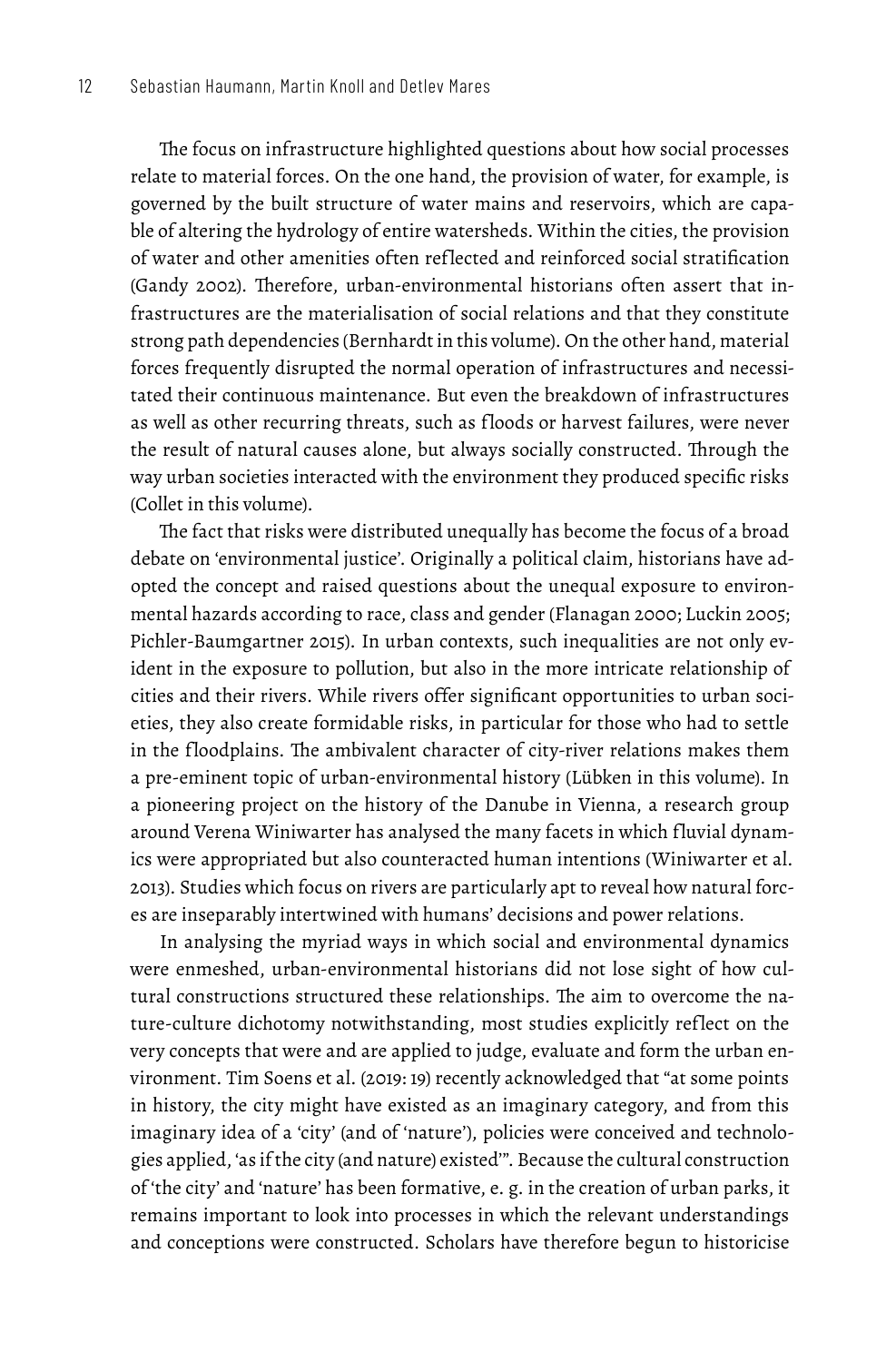The focus on infrastructure highlighted questions about how social processes relate to material forces. On the one hand, the provision of water, for example, is governed by the built structure of water mains and reservoirs, which are capable of altering the hydrology of entire watersheds. Within the cities, the provision of water and other amenities often reflected and reinforced social stratification (Gandy 2002). Therefore, urban-environmental historians often assert that infrastructures are the materialisation of social relations and that they constitute strong path dependencies (Bernhardt in this volume). On the other hand, material forces frequently disrupted the normal operation of infrastructures and necessitated their continuous maintenance. But even the breakdown of infrastructures as well as other recurring threats, such as floods or harvest failures, were never the result of natural causes alone, but always socially constructed. Through the way urban societies interacted with the environment they produced specific risks (Collet in this volume).

The fact that risks were distributed unequally has become the focus of a broad debate on 'environmental justice'. Originally a political claim, historians have adopted the concept and raised questions about the unequal exposure to environmental hazards according to race, class and gender (Flanagan 2000; Luckin 2005; Pichler-Baumgartner 2015). In urban contexts, such inequalities are not only evident in the exposure to pollution, but also in the more intricate relationship of cities and their rivers. While rivers offer significant opportunities to urban societies, they also create formidable risks, in particular for those who had to settle in the floodplains. The ambivalent character of city-river relations makes them a pre-eminent topic of urban-environmental history (Lübken in this volume). In a pioneering project on the history of the Danube in Vienna, a research group around Verena Winiwarter has analysed the many facets in which fluvial dynamics were appropriated but also counteracted human intentions (Winiwarter et al. 2013). Studies which focus on rivers are particularly apt to reveal how natural forces are inseparably intertwined with humans' decisions and power relations.

In analysing the myriad ways in which social and environmental dynamics were enmeshed, urban-environmental historians did not lose sight of how cultural constructions structured these relationships. The aim to overcome the nature-culture dichotomy notwithstanding, most studies explicitly reflect on the very concepts that were and are applied to judge, evaluate and form the urban environment. Tim Soens et al. (2019: 19) recently acknowledged that "at some points in history, the city might have existed as an imaginary category, and from this imaginary idea of a 'city' (and of 'nature'), policies were conceived and technologies applied, 'as if the city (and nature) existed'". Because the cultural construction of 'the city' and 'nature' has been formative, e. g. in the creation of urban parks, it remains important to look into processes in which the relevant understandings and conceptions were constructed. Scholars have therefore begun to historicise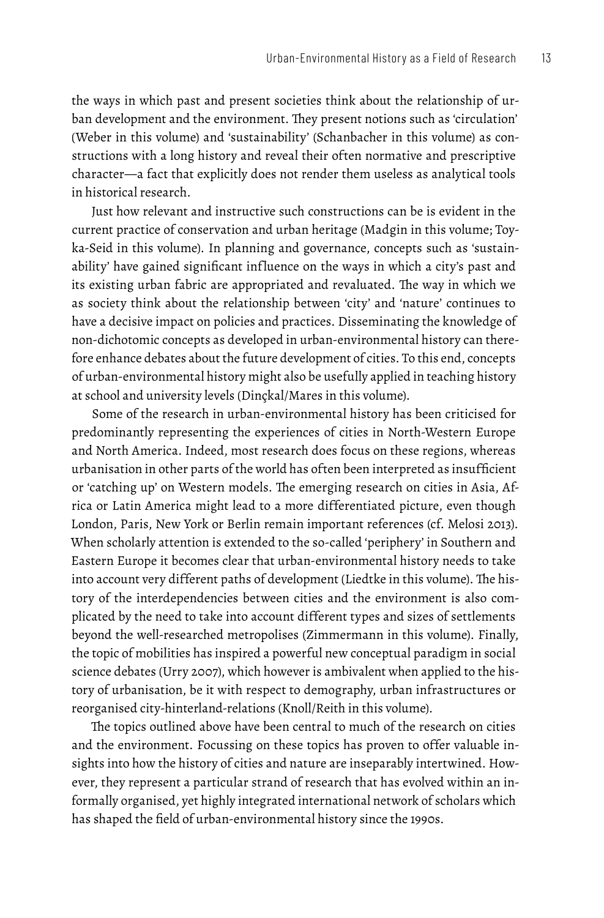the ways in which past and present societies think about the relationship of urban development and the environment. They present notions such as 'circulation' (Weber in this volume) and 'sustainability' (Schanbacher in this volume) as constructions with a long history and reveal their often normative and prescriptive character—a fact that explicitly does not render them useless as analytical tools in historical research.

Just how relevant and instructive such constructions can be is evident in the current practice of conservation and urban heritage (Madgin in this volume; Toyka-Seid in this volume). In planning and governance, concepts such as 'sustainability' have gained significant influence on the ways in which a city's past and its existing urban fabric are appropriated and revaluated. The way in which we as society think about the relationship between 'city' and 'nature' continues to have a decisive impact on policies and practices. Disseminating the knowledge of non-dichotomic concepts as developed in urban-environmental history can therefore enhance debates about the future development of cities. To this end, concepts of urban-environmental history might also be usefully applied in teaching history at school and university levels (Dinçkal/Mares in this volume).

Some of the research in urban-environmental history has been criticised for predominantly representing the experiences of cities in North-Western Europe and North America. Indeed, most research does focus on these regions, whereas urbanisation in other parts of the world has often been interpreted as insufficient or 'catching up' on Western models. The emerging research on cities in Asia, Africa or Latin America might lead to a more differentiated picture, even though London, Paris, New York or Berlin remain important references (cf. Melosi 2013). When scholarly attention is extended to the so-called 'periphery' in Southern and Eastern Europe it becomes clear that urban-environmental history needs to take into account very different paths of development (Liedtke in this volume). The history of the interdependencies between cities and the environment is also complicated by the need to take into account different types and sizes of settlements beyond the well-researched metropolises (Zimmermann in this volume). Finally, the topic of mobilities has inspired a powerful new conceptual paradigm in social science debates (Urry 2007), which however is ambivalent when applied to the history of urbanisation, be it with respect to demography, urban infrastructures or reorganised city-hinterland-relations (Knoll/Reith in this volume).

The topics outlined above have been central to much of the research on cities and the environment. Focussing on these topics has proven to offer valuable insights into how the history of cities and nature are inseparably intertwined. However, they represent a particular strand of research that has evolved within an informally organised, yet highly integrated international network of scholars which has shaped the field of urban-environmental history since the 1990s.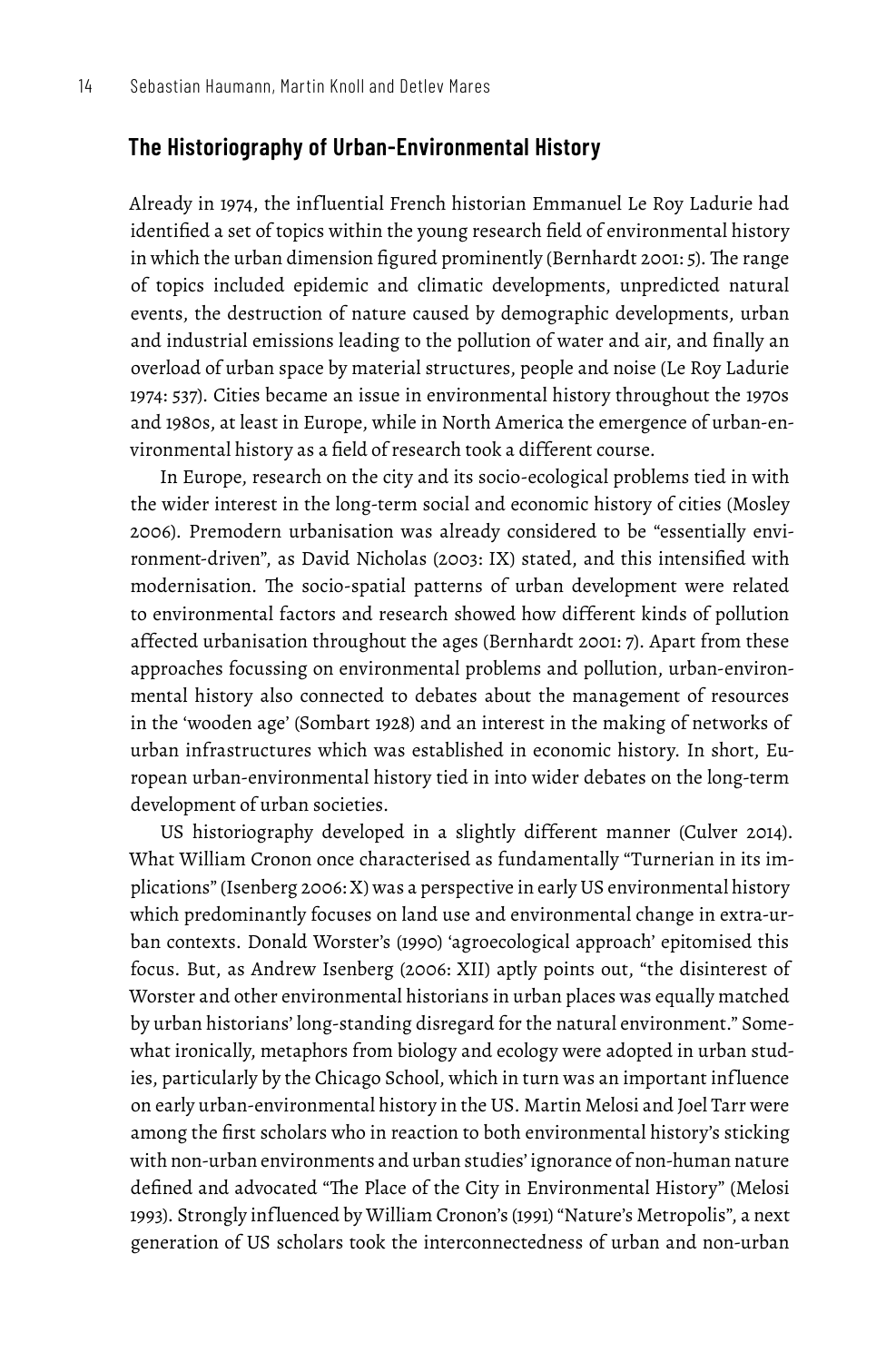## The Historiography of Urban-Environmental History

Already in 1974, the influential French historian Emmanuel Le Roy Ladurie had identified a set of topics within the young research field of environmental history in which the urban dimension figured prominently (Bernhardt 2001: 5). The range of topics included epidemic and climatic developments, unpredicted natural events, the destruction of nature caused by demographic developments, urban and industrial emissions leading to the pollution of water and air, and finally an overload of urban space by material structures, people and noise (Le Roy Ladurie 1974: 537). Cities became an issue in environmental history throughout the 1970s and 1980s, at least in Europe, while in North America the emergence of urban-environmental history as a field of research took a different course.

In Europe, research on the city and its socio-ecological problems tied in with the wider interest in the long-term social and economic history of cities (Mosley 2006). Premodern urbanisation was already considered to be "essentially environment-driven", as David Nicholas (2003: IX) stated, and this intensified with modernisation. The socio-spatial patterns of urban development were related to environmental factors and research showed how different kinds of pollution affected urbanisation throughout the ages (Bernhardt 2001: 7). Apart from these approaches focussing on environmental problems and pollution, urban-environmental history also connected to debates about the management of resources in the 'wooden age' (Sombart 1928) and an interest in the making of networks of urban infrastructures which was established in economic history. In short, European urban-environmental history tied in into wider debates on the long-term development of urban societies.

US historiography developed in a slightly different manner (Culver 2014). What William Cronon once characterised as fundamentally "Turnerian in its implications" (Isenberg 2006: X) was a perspective in early US environmental history which predominantly focuses on land use and environmental change in extra-urban contexts. Donald Worster's (1990) 'agroecological approach' epitomised this focus. But, as Andrew Isenberg (2006: XII) aptly points out, "the disinterest of Worster and other environmental historians in urban places was equally matched by urban historians' long-standing disregard for the natural environment." Somewhat ironically, metaphors from biology and ecology were adopted in urban studies, particularly by the Chicago School, which in turn was an important influence on early urban-environmental history in the US. Martin Melosi and Joel Tarr were among the first scholars who in reaction to both environmental history's sticking with non-urban environments and urban studies' ignorance of non-human nature defined and advocated "The Place of the City in Environmental History" (Melosi 1993). Strongly influenced by William Cronon's (1991) "Nature's Metropolis", a next generation of US scholars took the interconnectedness of urban and non-urban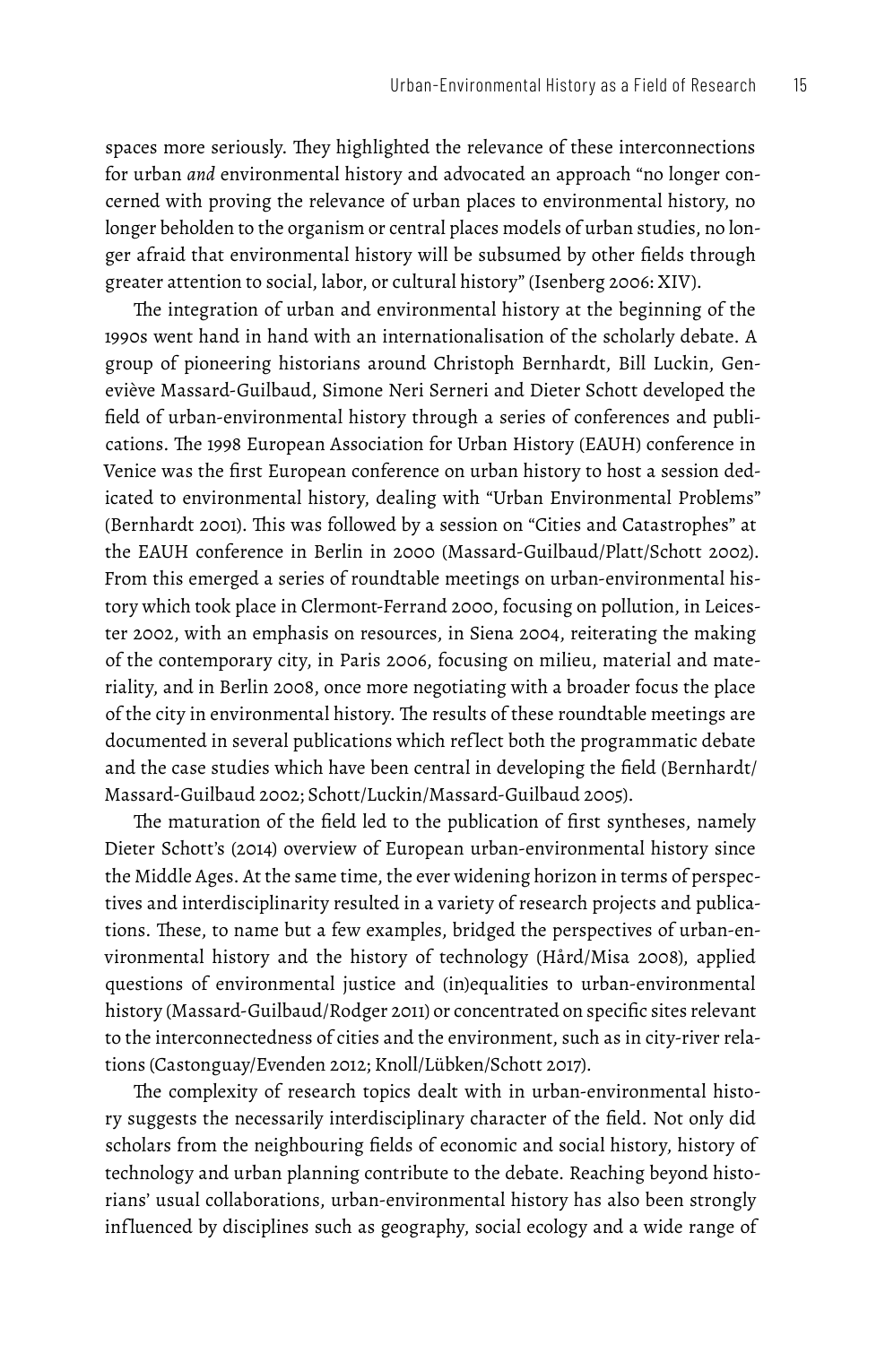spaces more seriously. They highlighted the relevance of these interconnections for urban *and* environmental history and advocated an approach "no longer concerned with proving the relevance of urban places to environmental history, no longer beholden to the organism or central places models of urban studies, no longer afraid that environmental history will be subsumed by other fields through greater attention to social, labor, or cultural history" (Isenberg 2006: XIV).

The integration of urban and environmental history at the beginning of the 1990s went hand in hand with an internationalisation of the scholarly debate. A group of pioneering historians around Christoph Bernhardt, Bill Luckin, Geneviève Massard-Guilbaud, Simone Neri Serneri and Dieter Schott developed the field of urban-environmental history through a series of conferences and publications. The 1998 European Association for Urban History (EAUH) conference in Venice was the first European conference on urban history to host a session dedicated to environmental history, dealing with "Urban Environmental Problems" (Bernhardt 2001). This was followed by a session on "Cities and Catastrophes" at the EAUH conference in Berlin in 2000 (Massard-Guilbaud/Platt/Schott 2002). From this emerged a series of roundtable meetings on urban-environmental history which took place in Clermont-Ferrand 2000, focusing on pollution, in Leicester 2002, with an emphasis on resources, in Siena 2004, reiterating the making of the contemporary city, in Paris 2006, focusing on milieu, material and materiality, and in Berlin 2008, once more negotiating with a broader focus the place of the city in environmental history. The results of these roundtable meetings are documented in several publications which reflect both the programmatic debate and the case studies which have been central in developing the field (Bernhardt/Massard-Guilbaud 2002; Schott/Luckin/Massard-Guilbaud 2005).

The maturation of the field led to the publication of first syntheses, namely Dieter Schott's (2014) overview of European urban-environmental history since the Middle Ages. At the same time, the ever widening horizon in terms of perspectives and interdisciplinarity resulted in a variety of research projects and publications. These, to name but a few examples, bridged the perspectives of urban-environmental history and the history of technology (Hård/Misa 2008), applied questions of environmental justice and (in)equalities to urban-environmental history (Massard-Guilbaud/Rodger 2011) or concentrated on specific sites relevant to the interconnectedness of cities and the environment, such as in city-river relations (Castonguay/Evenden 2012; Knoll/Lübken/Schott 2017).

The complexity of research topics dealt with in urban-environmental history suggests the necessarily interdisciplinary character of the field. Not only did scholars from the neighbouring fields of economic and social history, history of technology and urban planning contribute to the debate. Reaching beyond historians' usual collaborations, urban-environmental history has also been strongly influenced by disciplines such as geography, social ecology and a wide range of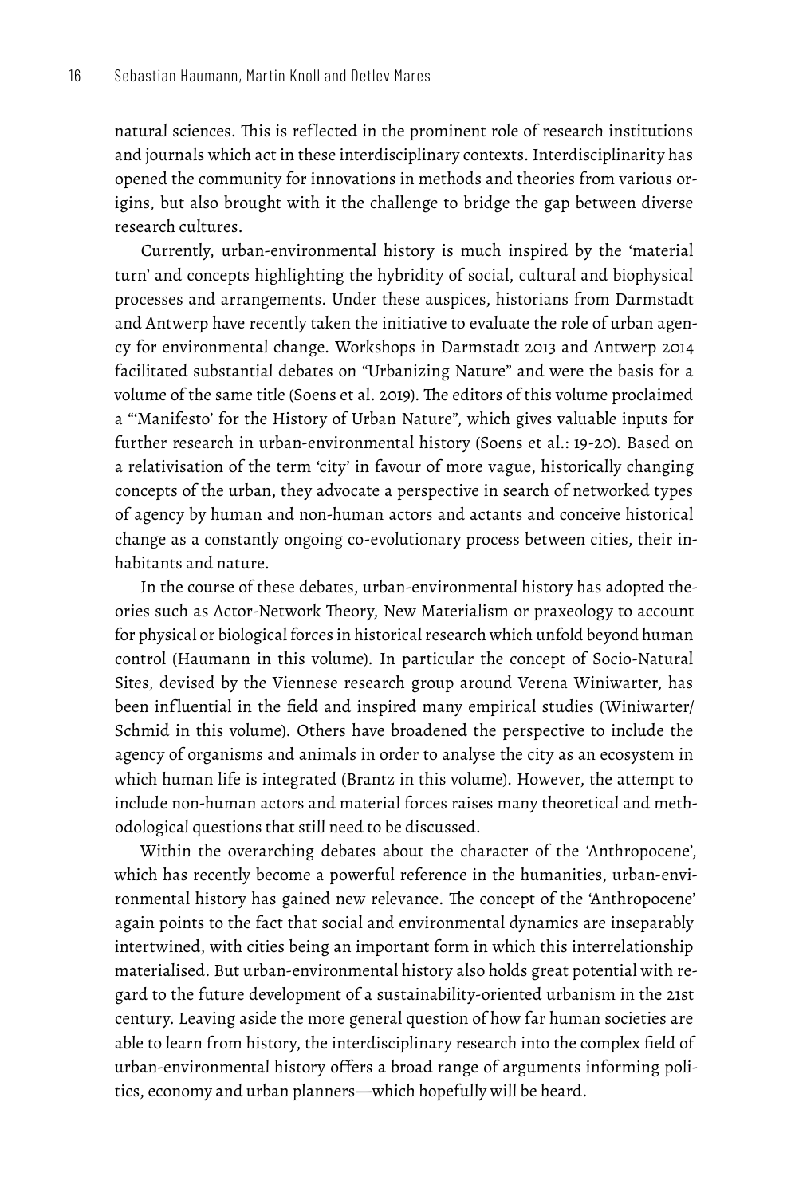natural sciences. This is reflected in the prominent role of research institutions and journals which act in these interdisciplinary contexts. Interdisciplinarity has opened the community for innovations in methods and theories from various origins, but also brought with it the challenge to bridge the gap between diverse research cultures.

Currently, urban-environmental history is much inspired by the 'material turn' and concepts highlighting the hybridity of social, cultural and biophysical processes and arrangements. Under these auspices, historians from Darmstadt and Antwerp have recently taken the initiative to evaluate the role of urban agency for environmental change. Workshops in Darmstadt 2013 and Antwerp 2014 facilitated substantial debates on "Urbanizing Nature" and were the basis for a volume of the same title (Soens et al. 2019). The editors of this volume proclaimed a "'Manifesto' for the History of Urban Nature", which gives valuable inputs for further research in urban-environmental history (Soens et al.: 19-20). Based on a relativisation of the term 'city' in favour of more vague, historically changing concepts of the urban, they advocate a perspective in search of networked types of agency by human and non-human actors and actants and conceive historical change as a constantly ongoing co-evolutionary process between cities, their inhabitants and nature.

In the course of these debates, urban-environmental history has adopted theories such as Actor-Network Theory, New Materialism or praxeology to account for physical or biological forces in historical research which unfold beyond human control (Haumann in this volume). In particular the concept of Socio-Natural Sites, devised by the Viennese research group around Verena Winiwarter, has been influential in the field and inspired many empirical studies (Winiwarter/Schmid in this volume). Others have broadened the perspective to include the agency of organisms and animals in order to analyse the city as an ecosystem in which human life is integrated (Brantz in this volume). However, the attempt to include non-human actors and material forces raises many theoretical and methodological questions that still need to be discussed.

Within the overarching debates about the character of the 'Anthropocene', which has recently become a powerful reference in the humanities, urban-environmental history has gained new relevance. The concept of the 'Anthropocene' again points to the fact that social and environmental dynamics are inseparably intertwined, with cities being an important form in which this interrelationship materialised. But urban-environmental history also holds great potential with regard to the future development of a sustainability-oriented urbanism in the 21st century. Leaving aside the more general question of how far human societies are able to learn from history, the interdisciplinary research into the complex field of urban-environmental history offers a broad range of arguments informing politics, economy and urban planners—which hopefully will be heard.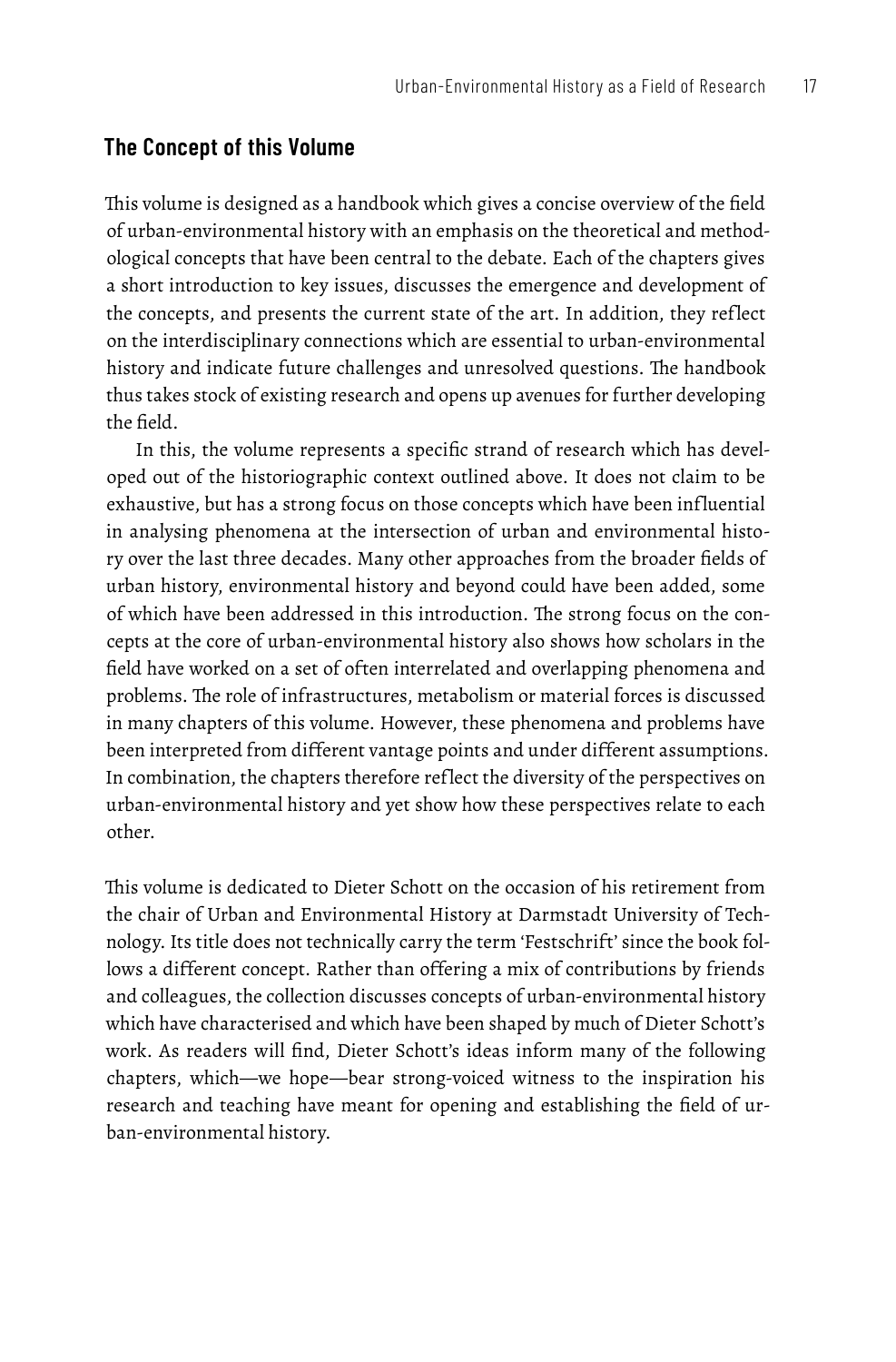## The Concept of this Volume

This volume is designed as a handbook which gives a concise overview of the field of urban-environmental history with an emphasis on the theoretical and methodological concepts that have been central to the debate. Each of the chapters gives a short introduction to key issues, discusses the emergence and development of the concepts, and presents the current state of the art. In addition, they reflect on the interdisciplinary connections which are essential to urban-environmental history and indicate future challenges and unresolved questions. The handbook thus takes stock of existing research and opens up avenues for further developing the field.

In this, the volume represents a specific strand of research which has developed out of the historiographic context outlined above. It does not claim to be exhaustive, but has a strong focus on those concepts which have been influential in analysing phenomena at the intersection of urban and environmental history over the last three decades. Many other approaches from the broader fields of urban history, environmental history and beyond could have been added, some of which have been addressed in this introduction. The strong focus on the concepts at the core of urban-environmental history also shows how scholars in the field have worked on a set of often interrelated and overlapping phenomena and problems. The role of infrastructures, metabolism or material forces is discussed in many chapters of this volume. However, these phenomena and problems have been interpreted from different vantage points and under different assumptions. In combination, the chapters therefore reflect the diversity of the perspectives on urban-environmental history and yet show how these perspectives relate to each other.

This volume is dedicated to Dieter Schott on the occasion of his retirement from the chair of Urban and Environmental History at Darmstadt University of Technology. Its title does not technically carry the term 'Festschrift' since the book follows a different concept. Rather than offering a mix of contributions by friends and colleagues, the collection discusses concepts of urban-environmental history which have characterised and which have been shaped by much of Dieter Schott's work. As readers will find, Dieter Schott's ideas inform many of the following chapters, which—we hope—bear strong-voiced witness to the inspiration his research and teaching have meant for opening and establishing the field of urban-environmental history.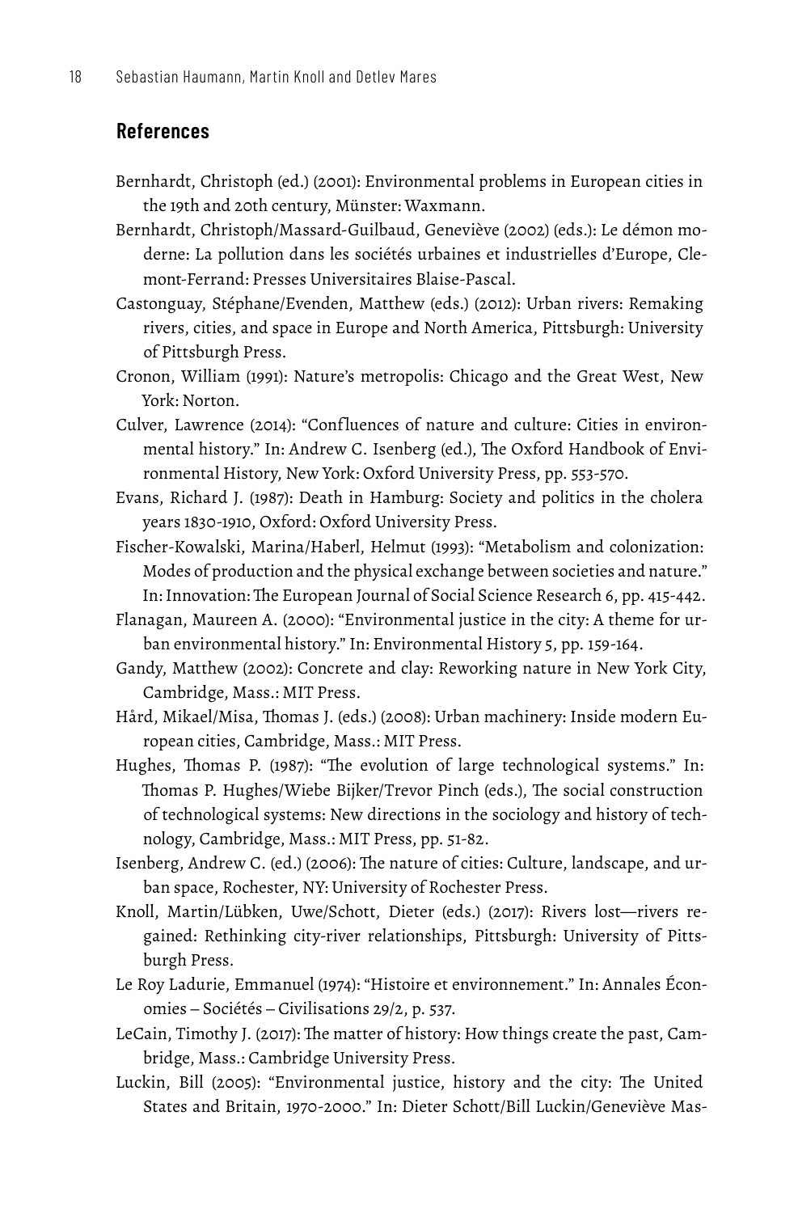## References

Bernhardt, Christoph (ed.) (2001): Environmental problems in European cities in the 19th and 20th century, Münster: Waxmann.

Bernhardt, Christoph/Massard-Guilbaud, Geneviève (2002) (eds.): Le démon moderne: La pollution dans les sociétés urbaines et industrielles d'Europe, Clemont-Ferrand: Presses Universitaires Blaise-Pascal.

Castonguay, Stéphane/Evenden, Matthew (eds.) (2012): Urban rivers: Remaking rivers, cities, and space in Europe and North America, Pittsburgh: University of Pittsburgh Press.

Cronon, William (1991): Nature's metropolis: Chicago and the Great West, New York: Norton.

Culver, Lawrence (2014): "Confluences of nature and culture: Cities in environmental history." In: Andrew C. Isenberg (ed.), The Oxford Handbook of Environmental History, New York: Oxford University Press, pp. 553-570.

Evans, Richard J. (1987): Death in Hamburg: Society and politics in the cholera years 1830-1910, Oxford: Oxford University Press.

Fischer-Kowalski, Marina/Haberl, Helmut (1993): "Metabolism and colonization: Modes of production and the physical exchange between societies and nature." In: Innovation: The European Journal of Social Science Research 6, pp. 415-442.

Flanagan, Maureen A. (2000): "Environmental justice in the city: A theme for urban environmental history." In: Environmental History 5, pp. 159-164.

Gandy, Matthew (2002): Concrete and clay: Reworking nature in New York City, Cambridge, Mass.: MIT Press.

Hård, Mikael/Misa, Thomas J. (eds.) (2008): Urban machinery: Inside modern European cities, Cambridge, Mass.: MIT Press.

Hughes, Thomas P. (1987): "The evolution of large technological systems." In: Thomas P. Hughes/Wiebe Bijker/Trevor Pinch (eds.), The social construction of technological systems: New directions in the sociology and history of technology, Cambridge, Mass.: MIT Press, pp. 51-82.

Isenberg, Andrew C. (ed.) (2006): The nature of cities: Culture, landscape, and urban space, Rochester, NY: University of Rochester Press.

Knoll, Martin/Lübken, Uwe/Schott, Dieter (eds.) (2017): Rivers lost—rivers regained: Rethinking city-river relationships, Pittsburgh: University of Pittsburgh Press.

Le Roy Ladurie, Emmanuel (1974): "Histoire et environnement." In: Annales Économies – Sociétés – Civilisations 29/2, p. 537.

LeCain, Timothy J. (2017): The matter of history: How things create the past, Cambridge, Mass.: Cambridge University Press.

Luckin, Bill (2005): "Environmental justice, history and the city: The United States and Britain, 1970-2000." In: Dieter Schott/Bill Luckin/Geneviève Mas-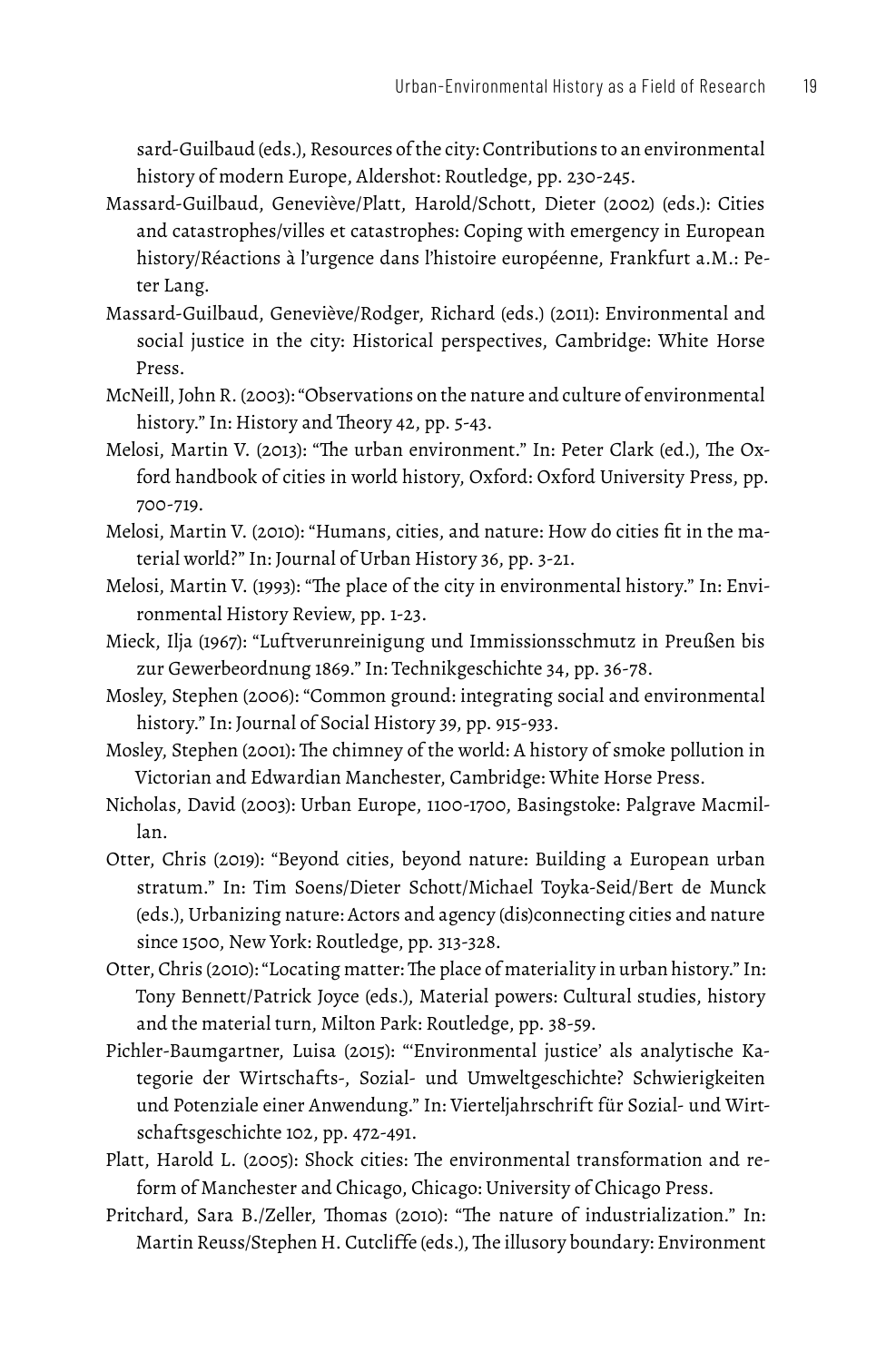sard-Guilbaud (eds.), Resources of the city: Contributions to an environmental history of modern Europe, Aldershot: Routledge, pp. 230-245.

Massard-Guilbaud, Geneviève/Platt, Harold/Schott, Dieter (2002) (eds.): Cities and catastrophes/villes et catastrophes: Coping with emergency in European history/Réactions à l'urgence dans l'histoire européenne, Frankfurt a.M.: Peter Lang.

Massard-Guilbaud, Geneviève/Rodger, Richard (eds.) (2011): Environmental and social justice in the city: Historical perspectives, Cambridge: White Horse Press.

McNeill, John R. (2003): "Observations on the nature and culture of environmental history." In: History and Theory 42, pp. 5-43.

Melosi, Martin V. (2013): "The urban environment." In: Peter Clark (ed.), The Oxford handbook of cities in world history, Oxford: Oxford University Press, pp. 700-719.

Melosi, Martin V. (2010): "Humans, cities, and nature: How do cities fit in the material world?" In: Journal of Urban History 36, pp. 3-21.

Melosi, Martin V. (1993): "The place of the city in environmental history." In: Environmental History Review, pp. 1-23.

Mieck, Ilja (1967): "Luftverunreinigung und Immissionsschmutz in Preußen bis zur Gewerbeordnung 1869." In: Technikgeschichte 34, pp. 36-78.

Mosley, Stephen (2006): "Common ground: integrating social and environmental history." In: Journal of Social History 39, pp. 915-933.

Mosley, Stephen (2001): The chimney of the world: A history of smoke pollution in Victorian and Edwardian Manchester, Cambridge: White Horse Press.

Nicholas, David (2003): Urban Europe, 1100-1700, Basingstoke: Palgrave Macmillan.

Otter, Chris (2019): "Beyond cities, beyond nature: Building a European urban stratum." In: Tim Soens/Dieter Schott/Michael Toyka-Seid/Bert de Munck (eds.), Urbanizing nature: Actors and agency (dis)connecting cities and nature since 1500, New York: Routledge, pp. 313-328.

Otter, Chris (2010): "Locating matter: The place of materiality in urban history." In: Tony Bennett/Patrick Joyce (eds.), Material powers: Cultural studies, history and the material turn, Milton Park: Routledge, pp. 38-59.

Pichler-Baumgartner, Luisa (2015): "'Environmental justice' als analytische Kategorie der Wirtschafts-, Sozial- und Umweltgeschichte? Schwierigkeiten und Potenziale einer Anwendung." In: Vierteljahrschrift für Sozial- und Wirtschaftsgeschichte 102, pp. 472-491.

Platt, Harold L. (2005): Shock cities: The environmental transformation and reform of Manchester and Chicago, Chicago: University of Chicago Press.

Pritchard, Sara B./Zeller, Thomas (2010): "The nature of industrialization." In: Martin Reuss/Stephen H. Cutcliffe (eds.), The illusory boundary: Environment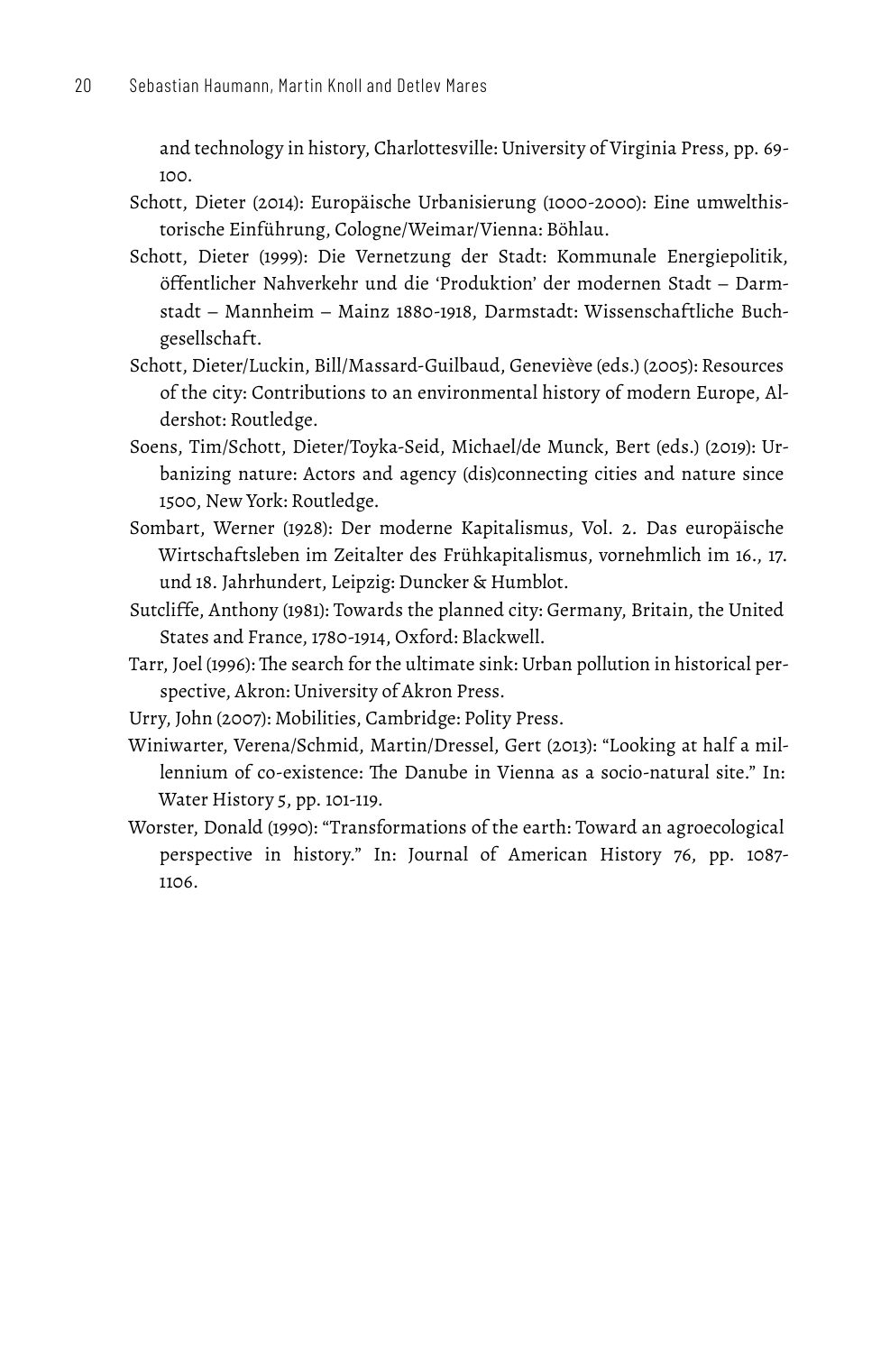and technology in history, Charlottesville: University of Virginia Press, pp. 69-100.

Schott, Dieter (2014): Europäische Urbanisierung (1000-2000): Eine umwelthistorische Einführung, Cologne/Weimar/Vienna: Böhlau.

Schott, Dieter (1999): Die Vernetzung der Stadt: Kommunale Energiepolitik, öffentlicher Nahverkehr und die 'Produktion' der modernen Stadt – Darmstadt – Mannheim – Mainz 1880-1918, Darmstadt: Wissenschaftliche Buchgesellschaft.

Schott, Dieter/Luckin, Bill/Massard-Guilbaud, Geneviève (eds.) (2005): Resources of the city: Contributions to an environmental history of modern Europe, Aldershot: Routledge.

Soens, Tim/Schott, Dieter/Toyka-Seid, Michael/de Munck, Bert (eds.) (2019): Urbanizing nature: Actors and agency (dis)connecting cities and nature since 1500, New York: Routledge.

Sombart, Werner (1928): Der moderne Kapitalismus, Vol. 2. Das europäische Wirtschaftsleben im Zeitalter des Frühkapitalismus, vornehmlich im 16., 17. und 18. Jahrhundert, Leipzig: Duncker & Humblot.

Sutcliffe, Anthony (1981): Towards the planned city: Germany, Britain, the United States and France, 1780-1914, Oxford: Blackwell.

Tarr, Joel (1996): The search for the ultimate sink: Urban pollution in historical perspective, Akron: University of Akron Press.

Urry, John (2007): Mobilities, Cambridge: Polity Press.

Winiwarter, Verena/Schmid, Martin/Dressel, Gert (2013): "Looking at half a millennium of co-existence: The Danube in Vienna as a socio-natural site." In: Water History 5, pp. 101-119.

Worster, Donald (1990): "Transformations of the earth: Toward an agroecological perspective in history." In: Journal of American History 76, pp. 1087-1106.